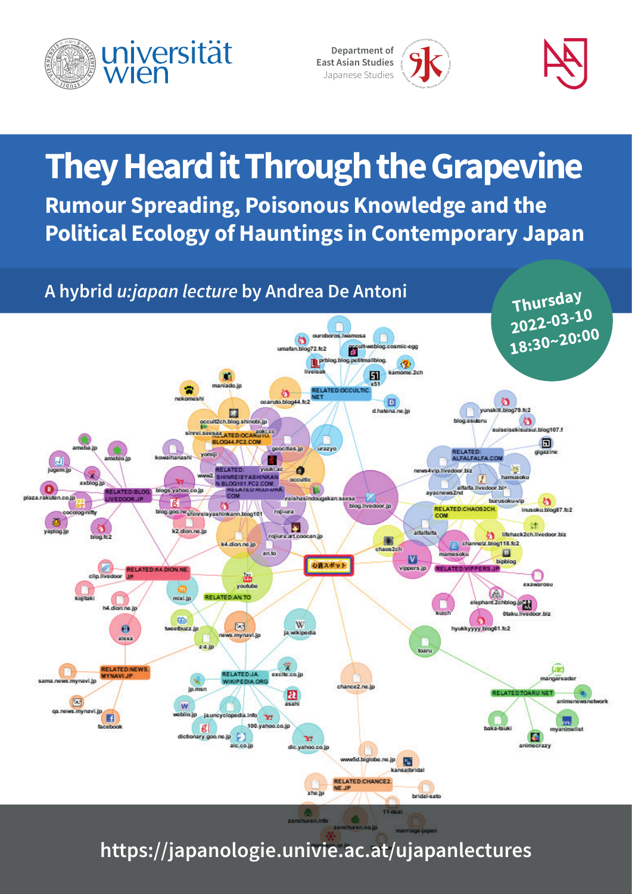universität wien

Department of East Asian Studies
Japanese Studies

# They Heard it Through the Grapevine

## Rumour Spreading, Poisonous Knowledge and the Political Ecology of Hauntings in Contemporary Japan

A hybrid *u:japan lecture* by Andrea De Antoni

Thursday
2022-03-10
18:30~20:00

https://japanologie.univie.ac.at/ujapanlectures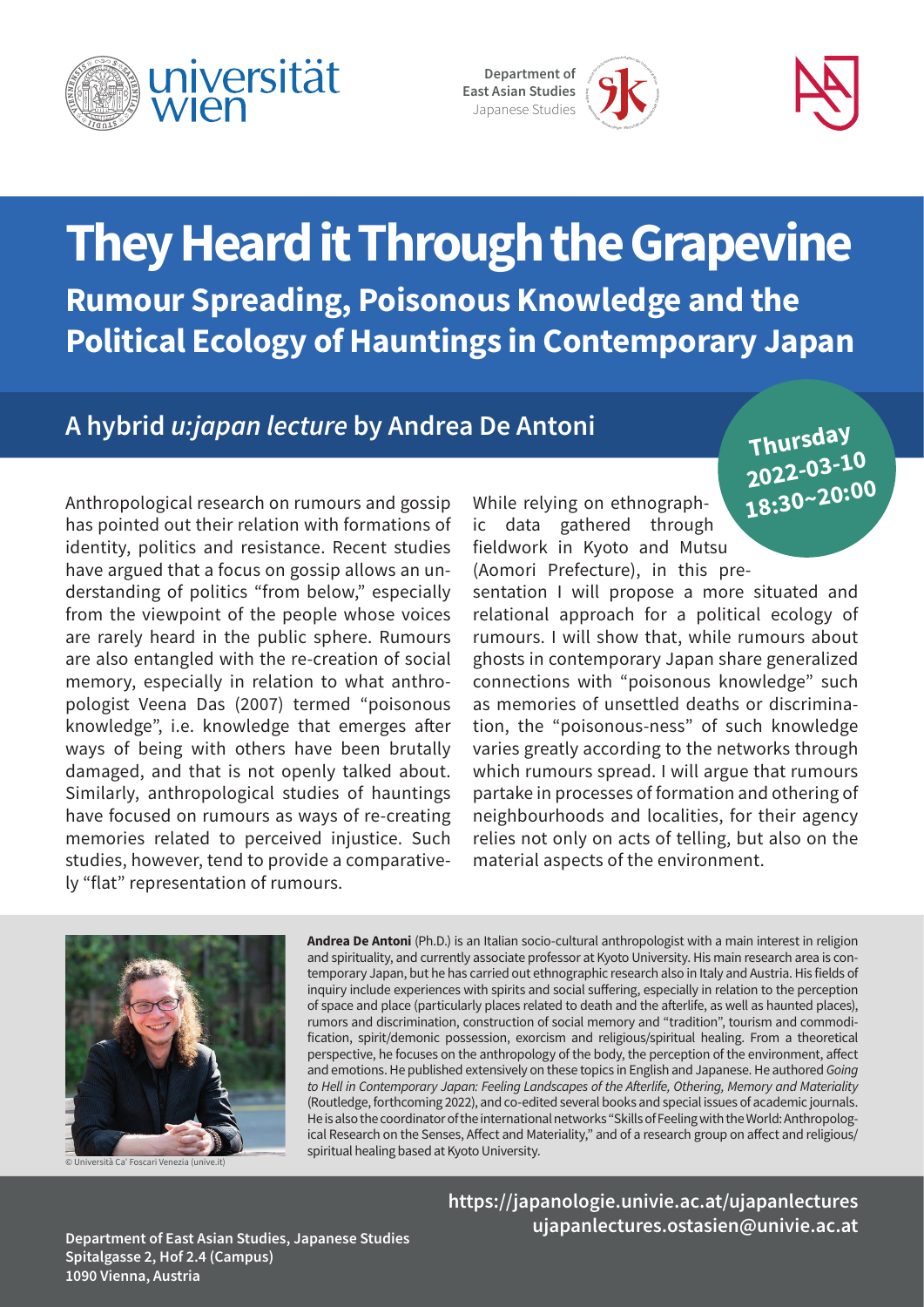universität wien

Department of East Asian Studies
Japanese Studies

# They Heard it Through the Grapevine

## Rumour Spreading, Poisonous Knowledge and the Political Ecology of Hauntings in Contemporary Japan

### A hybrid *u:japan lecture* by Andrea De Antoni

**Thursday 2022-03-10 18:30~20:00**

Anthropological research on rumours and gossip has pointed out their relation with formations of identity, politics and resistance. Recent studies have argued that a focus on gossip allows an understanding of politics "from below," especially from the viewpoint of the people whose voices are rarely heard in the public sphere. Rumours are also entangled with the re-creation of social memory, especially in relation to what anthropologist Veena Das (2007) termed "poisonous knowledge", i.e. knowledge that emerges after ways of being with others have been brutally damaged, and that is not openly talked about. Similarly, anthropological studies of hauntings have focused on rumours as ways of re-creating memories related to perceived injustice. Such studies, however, tend to provide a comparatively "flat" representation of rumours.

While relying on ethnographic data gathered through fieldwork in Kyoto and Mutsu (Aomori Prefecture), in this presentation I will propose a more situated and relational approach for a political ecology of rumours. I will show that, while rumours about ghosts in contemporary Japan share generalized connections with "poisonous knowledge" such as memories of unsettled deaths or discrimination, the "poisonous-ness" of such knowledge varies greatly according to the networks through which rumours spread. I will argue that rumours partake in processes of formation and othering of neighbourhoods and localities, for their agency relies not only on acts of telling, but also on the material aspects of the environment.

© Università Ca' Foscari Venezia (unive.it)

**Andrea De Antoni** (Ph.D.) is an Italian socio-cultural anthropologist with a main interest in religion and spirituality, and currently associate professor at Kyoto University. His main research area is contemporary Japan, but he has carried out ethnographic research also in Italy and Austria. His fields of inquiry include experiences with spirits and social suffering, especially in relation to the perception of space and place (particularly places related to death and the afterlife, as well as haunted places), rumors and discrimination, construction of social memory and "tradition", tourism and commodification, spirit/demonic possession, exorcism and religious/spiritual healing. From a theoretical perspective, he focuses on the anthropology of the body, the perception of the environment, affect and emotions. He published extensively on these topics in English and Japanese. He authored *Going to Hell in Contemporary Japan: Feeling Landscapes of the Afterlife, Othering, Memory and Materiality* (Routledge, forthcoming 2022), and co-edited several books and special issues of academic journals. He is also the coordinator of the international networks "Skills of Feeling with the World: Anthropological Research on the Senses, Affect and Materiality," and of a research group on affect and religious/spiritual healing based at Kyoto University.

**https://japanologie.univie.ac.at/ujapanlectures**
**ujapanlectures.ostasien@univie.ac.at**

**Department of East Asian Studies, Japanese Studies**
**Spitalgasse 2, Hof 2.4 (Campus)**
**1090 Vienna, Austria**